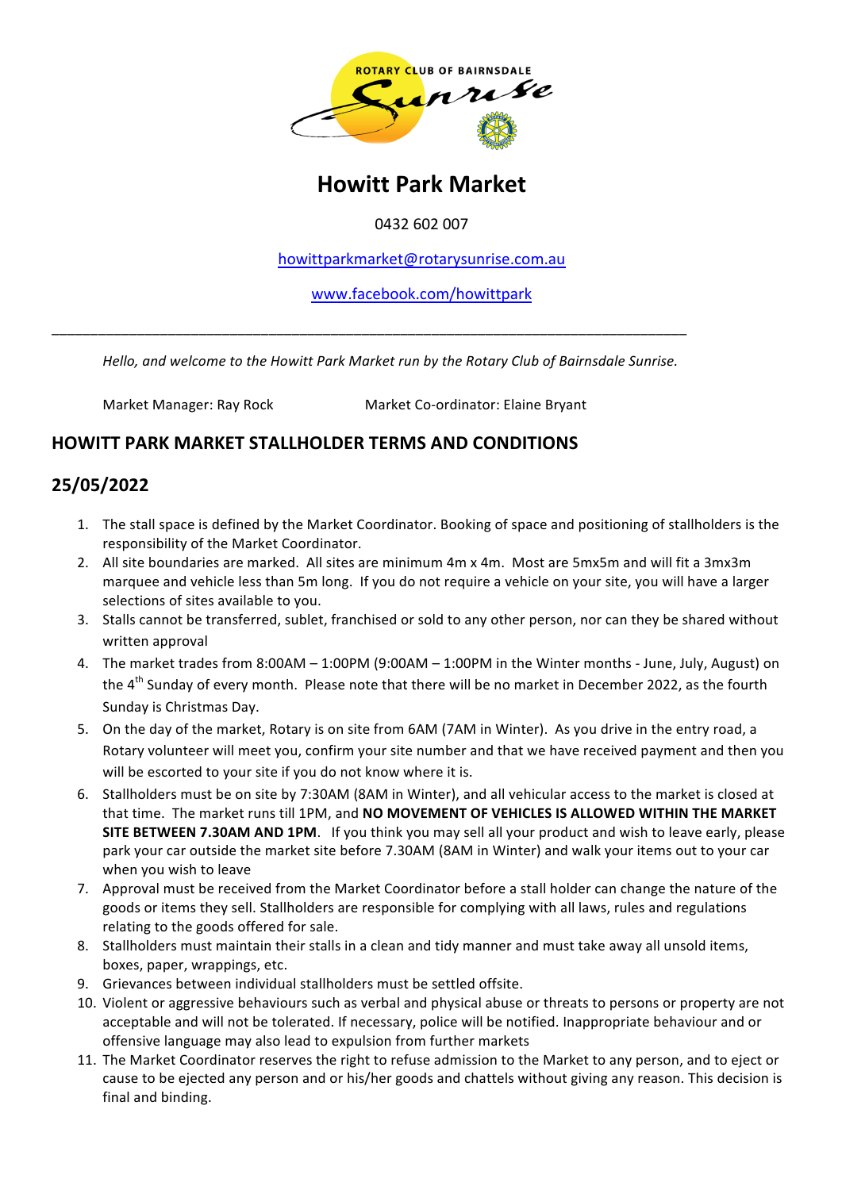ROTARY CLUB OF BAIRNSDALE Sunrise

# Howitt Park Market

0432 602 007

howittparkmarket@rotarysunrise.com.au

www.facebook.com/howittpark

---

*Hello, and welcome to the Howitt Park Market run by the Rotary Club of Bairnsdale Sunrise.*

Market Manager: Ray Rock

Market Co-ordinator: Elaine Bryant

## HOWITT PARK MARKET STALLHOLDER TERMS AND CONDITIONS

## 25/05/2022

1. The stall space is defined by the Market Coordinator. Booking of space and positioning of stallholders is the responsibility of the Market Coordinator.
2. All site boundaries are marked. All sites are minimum 4m x 4m. Most are 5mx5m and will fit a 3mx3m marquee and vehicle less than 5m long. If you do not require a vehicle on your site, you will have a larger selections of sites available to you.
3. Stalls cannot be transferred, sublet, franchised or sold to any other person, nor can they be shared without written approval
4. The market trades from 8:00AM – 1:00PM (9:00AM – 1:00PM in the Winter months - June, July, August) on the 4th Sunday of every month. Please note that there will be no market in December 2022, as the fourth Sunday is Christmas Day.
5. On the day of the market, Rotary is on site from 6AM (7AM in Winter). As you drive in the entry road, a Rotary volunteer will meet you, confirm your site number and that we have received payment and then you will be escorted to your site if you do not know where it is.
6. Stallholders must be on site by 7:30AM (8AM in Winter), and all vehicular access to the market is closed at that time. The market runs till 1PM, and **NO MOVEMENT OF VEHICLES IS ALLOWED WITHIN THE MARKET SITE BETWEEN 7.30AM AND 1PM**. If you think you may sell all your product and wish to leave early, please park your car outside the market site before 7.30AM (8AM in Winter) and walk your items out to your car when you wish to leave
7. Approval must be received from the Market Coordinator before a stall holder can change the nature of the goods or items they sell. Stallholders are responsible for complying with all laws, rules and regulations relating to the goods offered for sale.
8. Stallholders must maintain their stalls in a clean and tidy manner and must take away all unsold items, boxes, paper, wrappings, etc.
9. Grievances between individual stallholders must be settled offsite.
10. Violent or aggressive behaviours such as verbal and physical abuse or threats to persons or property are not acceptable and will not be tolerated. If necessary, police will be notified. Inappropriate behaviour and or offensive language may also lead to expulsion from further markets
11. The Market Coordinator reserves the right to refuse admission to the Market to any person, and to eject or cause to be ejected any person and or his/her goods and chattels without giving any reason. This decision is final and binding.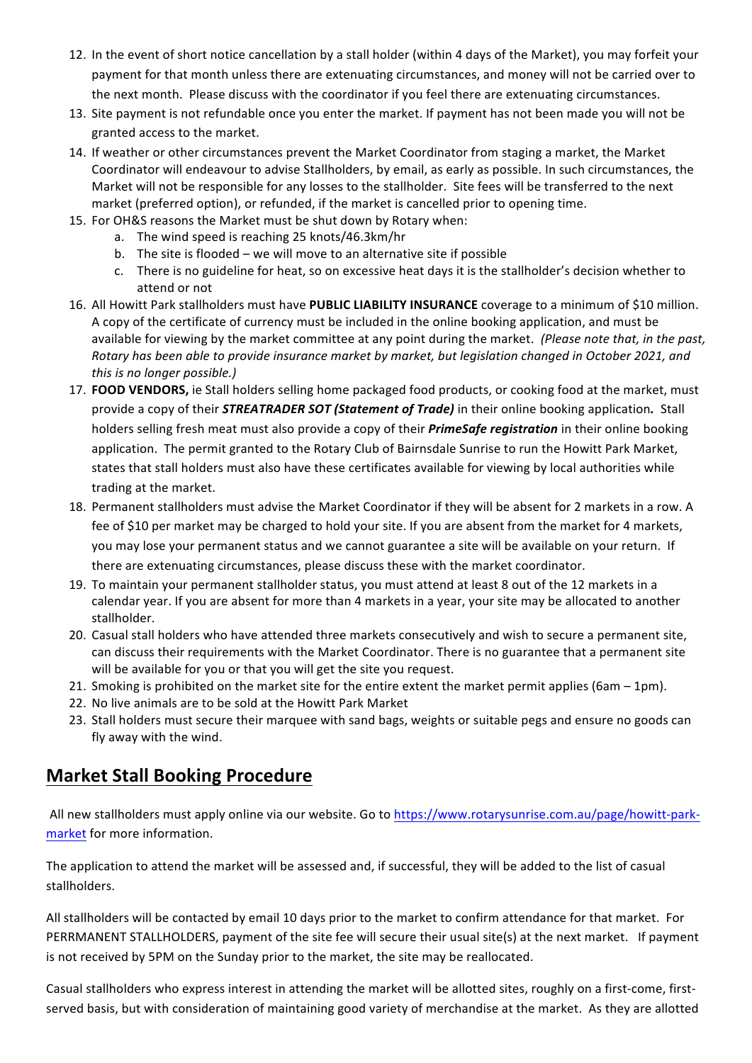12. In the event of short notice cancellation by a stall holder (within 4 days of the Market), you may forfeit your payment for that month unless there are extenuating circumstances, and money will not be carried over to the next month. Please discuss with the coordinator if you feel there are extenuating circumstances.
13. Site payment is not refundable once you enter the market. If payment has not been made you will not be granted access to the market.
14. If weather or other circumstances prevent the Market Coordinator from staging a market, the Market Coordinator will endeavour to advise Stallholders, by email, as early as possible. In such circumstances, the Market will not be responsible for any losses to the stallholder. Site fees will be transferred to the next market (preferred option), or refunded, if the market is cancelled prior to opening time.
15. For OH&S reasons the Market must be shut down by Rotary when:
    a. The wind speed is reaching 25 knots/46.3km/hr
    b. The site is flooded – we will move to an alternative site if possible
    c. There is no guideline for heat, so on excessive heat days it is the stallholder's decision whether to attend or not
16. All Howitt Park stallholders must have **PUBLIC LIABILITY INSURANCE** coverage to a minimum of $10 million. A copy of the certificate of currency must be included in the online booking application, and must be available for viewing by the market committee at any point during the market. *(Please note that, in the past, Rotary has been able to provide insurance market by market, but legislation changed in October 2021, and this is no longer possible.)*
17. **FOOD VENDORS,** ie Stall holders selling home packaged food products, or cooking food at the market, must provide a copy of their ***STREATRADER SOT (Statement of Trade)*** in their online booking application**.** Stall holders selling fresh meat must also provide a copy of their ***PrimeSafe registration*** in their online booking application. The permit granted to the Rotary Club of Bairnsdale Sunrise to run the Howitt Park Market, states that stall holders must also have these certificates available for viewing by local authorities while trading at the market.
18. Permanent stallholders must advise the Market Coordinator if they will be absent for 2 markets in a row. A fee of $10 per market may be charged to hold your site. If you are absent from the market for 4 markets, you may lose your permanent status and we cannot guarantee a site will be available on your return. If there are extenuating circumstances, please discuss these with the market coordinator.
19. To maintain your permanent stallholder status, you must attend at least 8 out of the 12 markets in a calendar year. If you are absent for more than 4 markets in a year, your site may be allocated to another stallholder.
20. Casual stall holders who have attended three markets consecutively and wish to secure a permanent site, can discuss their requirements with the Market Coordinator. There is no guarantee that a permanent site will be available for you or that you will get the site you request.
21. Smoking is prohibited on the market site for the entire extent the market permit applies (6am – 1pm).
22. No live animals are to be sold at the Howitt Park Market
23. Stall holders must secure their marquee with sand bags, weights or suitable pegs and ensure no goods can fly away with the wind.

## Market Stall Booking Procedure

All new stallholders must apply online via our website. Go to https://www.rotarysunrise.com.au/page/howitt-park-market for more information.

The application to attend the market will be assessed and, if successful, they will be added to the list of casual stallholders.

All stallholders will be contacted by email 10 days prior to the market to confirm attendance for that market. For PERRMANENT STALLHOLDERS, payment of the site fee will secure their usual site(s) at the next market. If payment is not received by 5PM on the Sunday prior to the market, the site may be reallocated.

Casual stallholders who express interest in attending the market will be allotted sites, roughly on a first-come, first-served basis, but with consideration of maintaining good variety of merchandise at the market. As they are allotted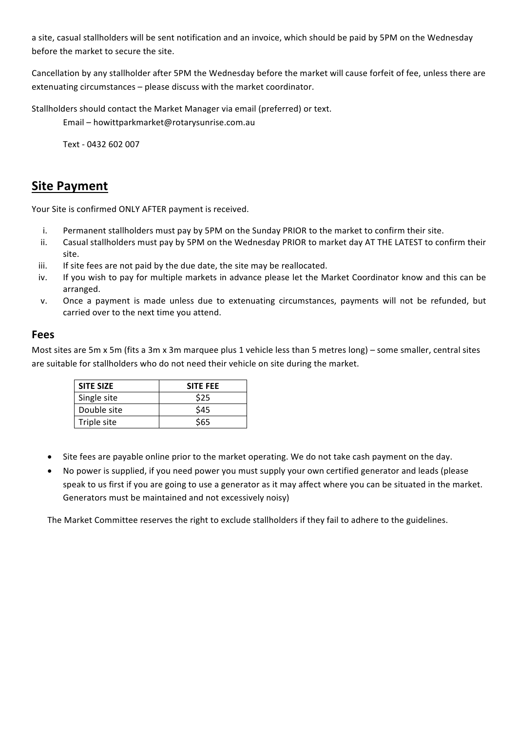a site, casual stallholders will be sent notification and an invoice, which should be paid by 5PM on the Wednesday before the market to secure the site.

Cancellation by any stallholder after 5PM the Wednesday before the market will cause forfeit of fee, unless there are extenuating circumstances – please discuss with the market coordinator.

Stallholders should contact the Market Manager via email (preferred) or text.

Email – howittparkmarket@rotarysunrise.com.au

Text - 0432 602 007

## Site Payment

Your Site is confirmed ONLY AFTER payment is received.

i. Permanent stallholders must pay by 5PM on the Sunday PRIOR to the market to confirm their site.
ii. Casual stallholders must pay by 5PM on the Wednesday PRIOR to market day AT THE LATEST to confirm their site.
iii. If site fees are not paid by the due date, the site may be reallocated.
iv. If you wish to pay for multiple markets in advance please let the Market Coordinator know and this can be arranged.
v. Once a payment is made unless due to extenuating circumstances, payments will not be refunded, but carried over to the next time you attend.

### Fees

Most sites are 5m x 5m (fits a 3m x 3m marquee plus 1 vehicle less than 5 metres long) – some smaller, central sites are suitable for stallholders who do not need their vehicle on site during the market.

| SITE SIZE | SITE FEE |
|---|---|
| Single site | $25 |
| Double site | $45 |
| Triple site | $65 |

- Site fees are payable online prior to the market operating. We do not take cash payment on the day.
- No power is supplied, if you need power you must supply your own certified generator and leads (please speak to us first if you are going to use a generator as it may affect where you can be situated in the market. Generators must be maintained and not excessively noisy)

The Market Committee reserves the right to exclude stallholders if they fail to adhere to the guidelines.